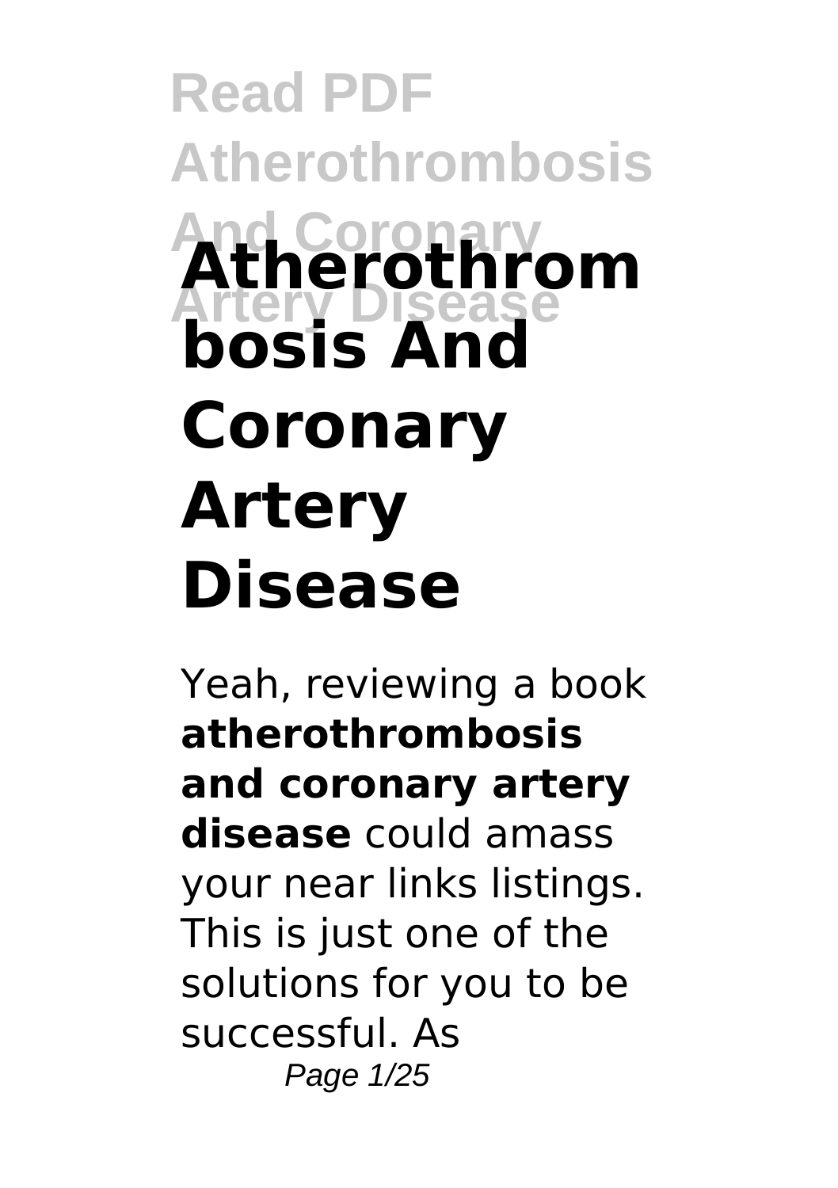# Atherothrombosis And Coronary Artery Disease

Yeah, reviewing a book **atherothrombosis and coronary artery disease** could amass your near links listings. This is just one of the solutions for you to be successful. As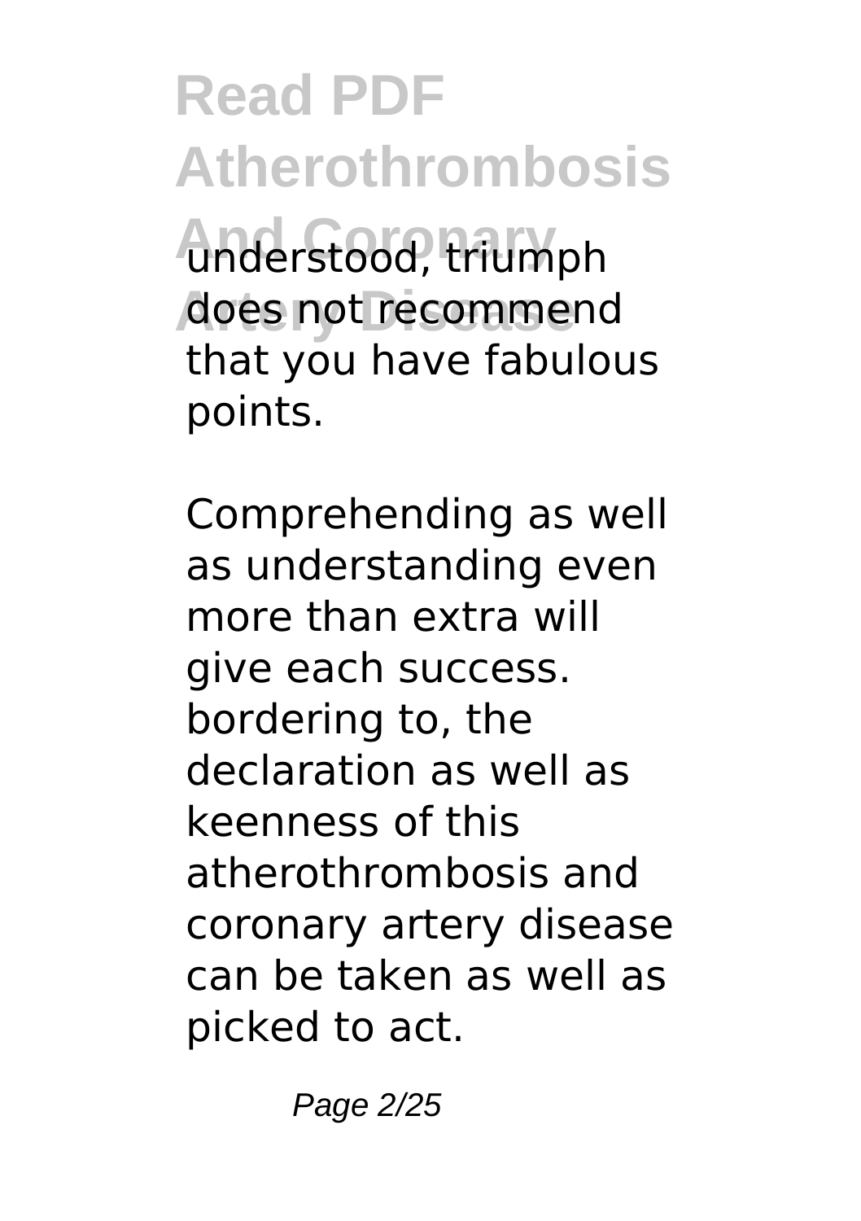understood, triumph does not recommend that you have fabulous points.

Comprehending as well as understanding even more than extra will give each success. bordering to, the declaration as well as keenness of this atherothrombosis and coronary artery disease can be taken as well as picked to act.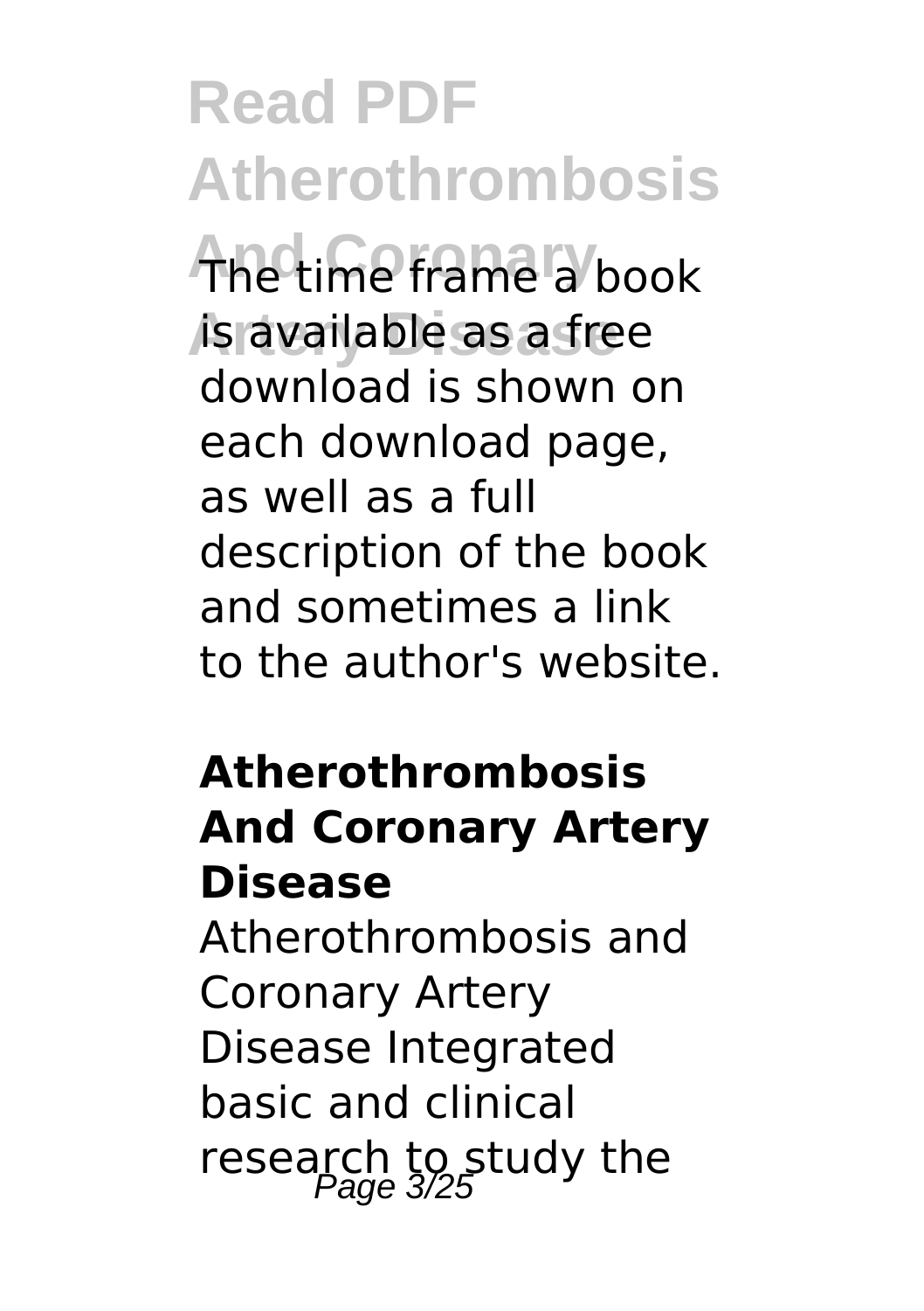The time frame a book is available as a free download is shown on each download page, as well as a full description of the book and sometimes a link to the author's website.

## Atherothrombosis And Coronary Artery Disease

Atherothrombosis and Coronary Artery Disease Integrated basic and clinical research to study the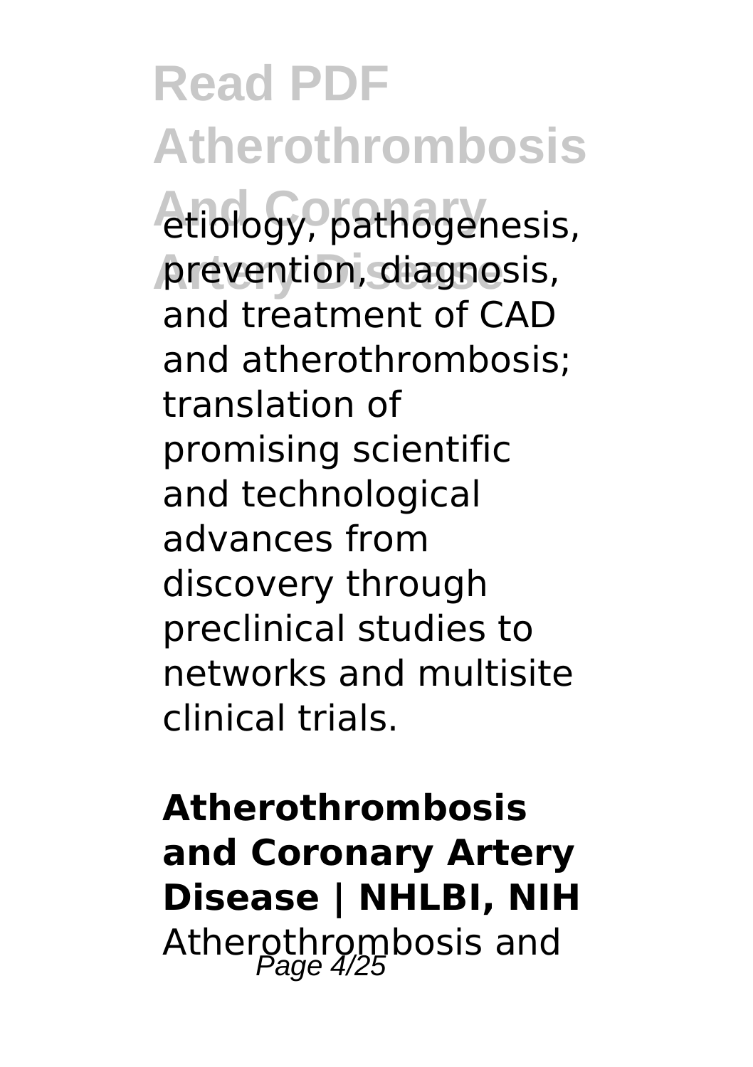etiology, pathogenesis, prevention, diagnosis, and treatment of CAD and atherothrombosis; translation of promising scientific and technological advances from discovery through preclinical studies to networks and multisite clinical trials.

**Atherothrombosis and Coronary Artery Disease | NHLBI, NIH**

Atherothrombosis and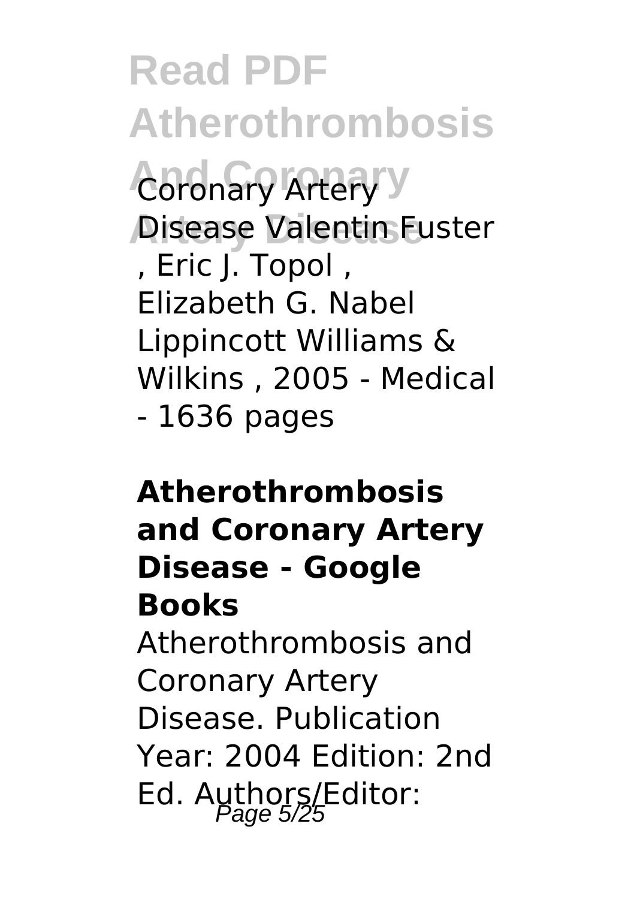Coronary Artery Disease Valentin Fuster , Eric J. Topol , Elizabeth G. Nabel Lippincott Williams & Wilkins , 2005 - Medical - 1636 pages

**Atherothrombosis and Coronary Artery Disease - Google Books**

Atherothrombosis and Coronary Artery Disease. Publication Year: 2004 Edition: 2nd Ed. Authors/Editor: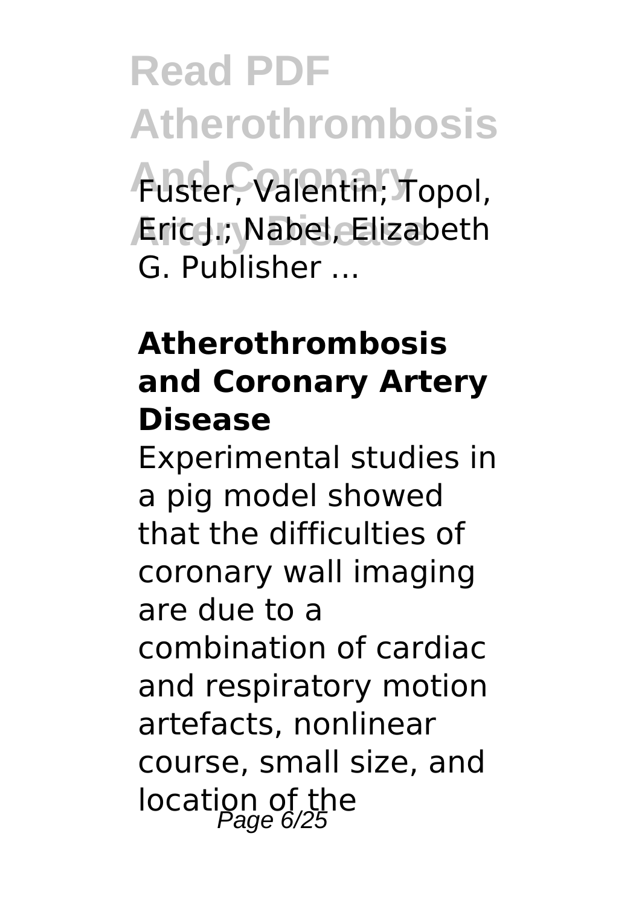Fuster, Valentin; Topol, Eric J.; Nabel, Elizabeth G. Publisher ...

### Atherothrombosis and Coronary Artery Disease

Experimental studies in a pig model showed that the difficulties of coronary wall imaging are due to a combination of cardiac and respiratory motion artefacts, nonlinear course, small size, and location of the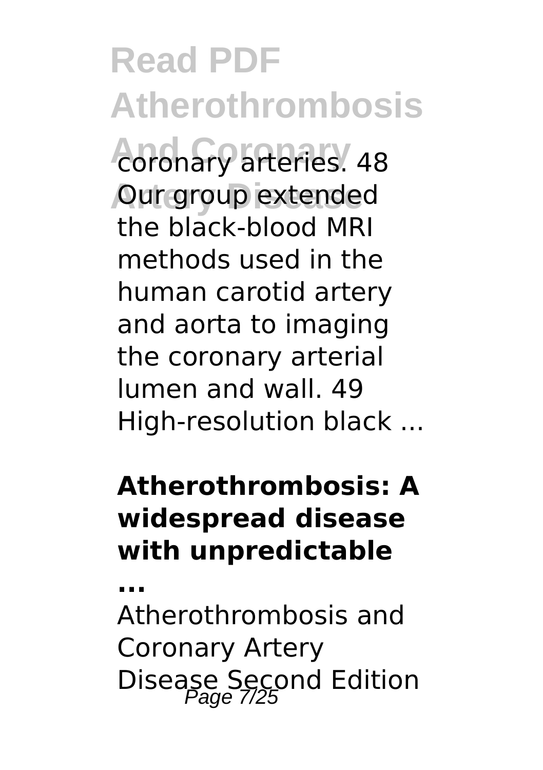coronary arteries. 48 Our group extended the black-blood MRI methods used in the human carotid artery and aorta to imaging the coronary arterial lumen and wall. 49 High-resolution black ...

**Atherothrombosis: A widespread disease with unpredictable ...**

Atherothrombosis and Coronary Artery Disease Second Edition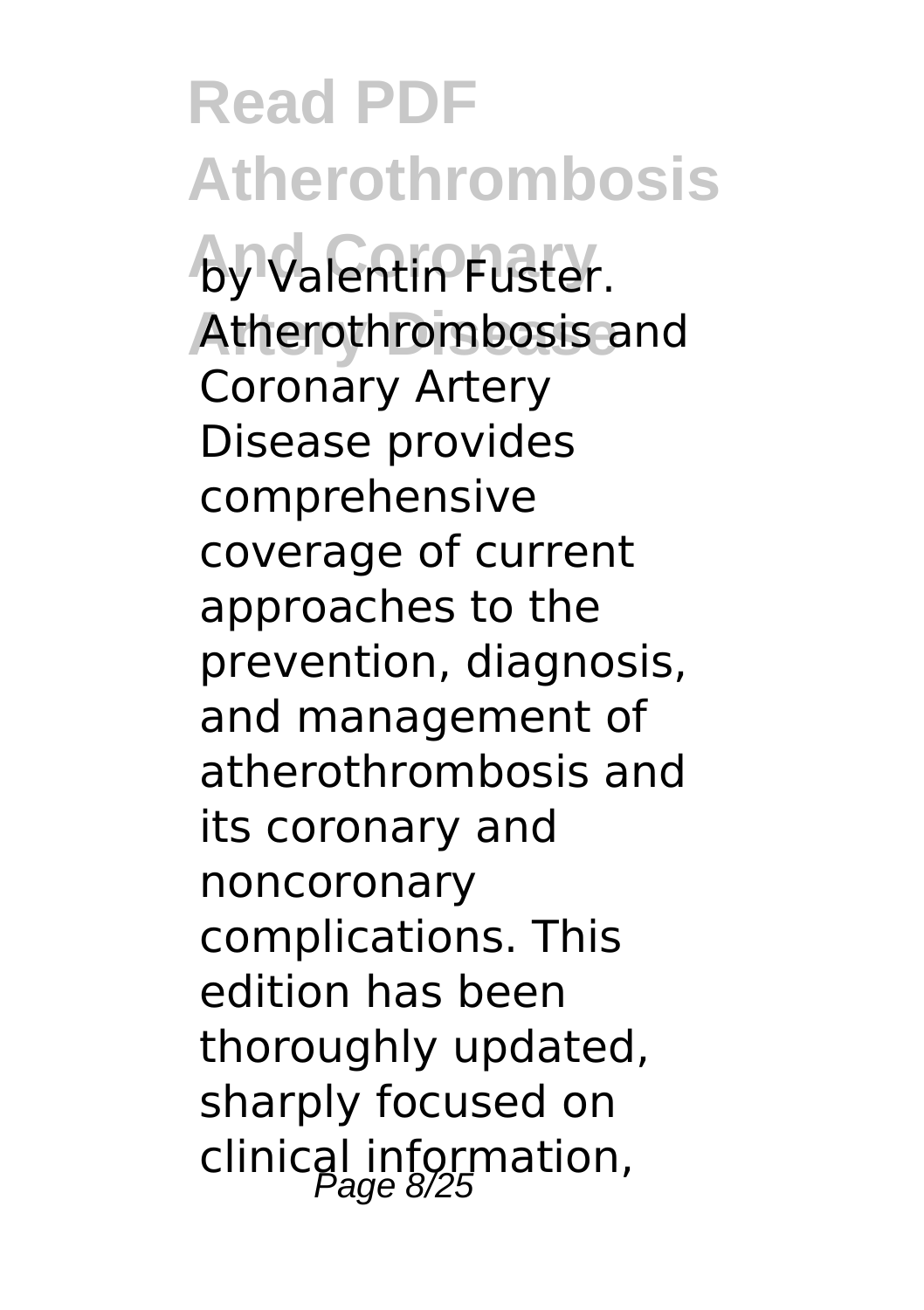by Valentin Fuster. Atherothrombosis and Coronary Artery Disease provides comprehensive coverage of current approaches to the prevention, diagnosis, and management of atherothrombosis and its coronary and noncoronary complications. This edition has been thoroughly updated, sharply focused on clinical information,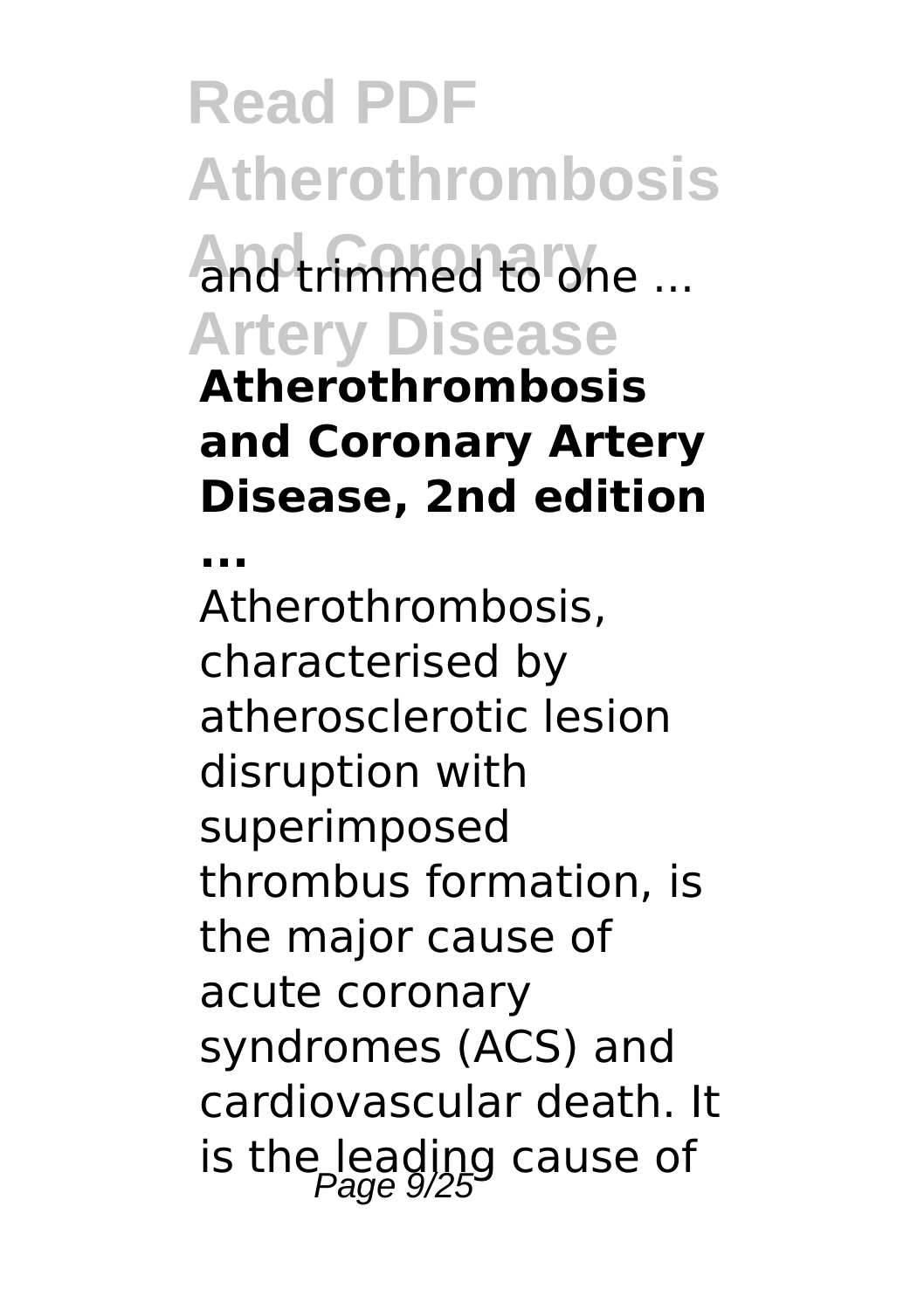and trimmed to one ...

**Atherothrombosis and Coronary Artery Disease, 2nd edition ...**

Atherothrombosis, characterised by atherosclerotic lesion disruption with superimposed thrombus formation, is the major cause of acute coronary syndromes (ACS) and cardiovascular death. It is the leading cause of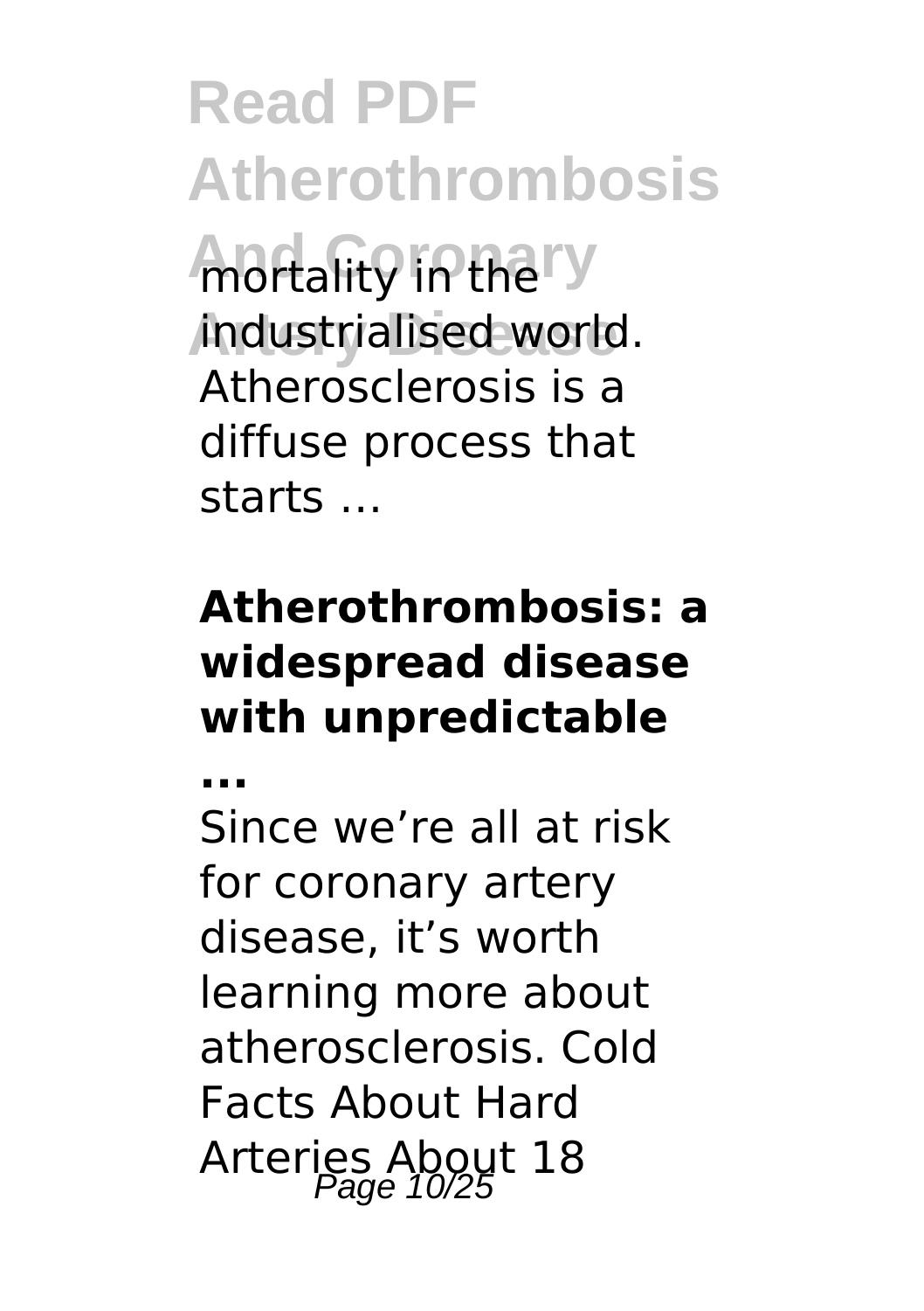mortality in the industrialised world. Atherosclerosis is a diffuse process that starts ...

### Atherothrombosis: a widespread disease with unpredictable ...

Since we're all at risk for coronary artery disease, it's worth learning more about atherosclerosis. Cold Facts About Hard Arteries About 18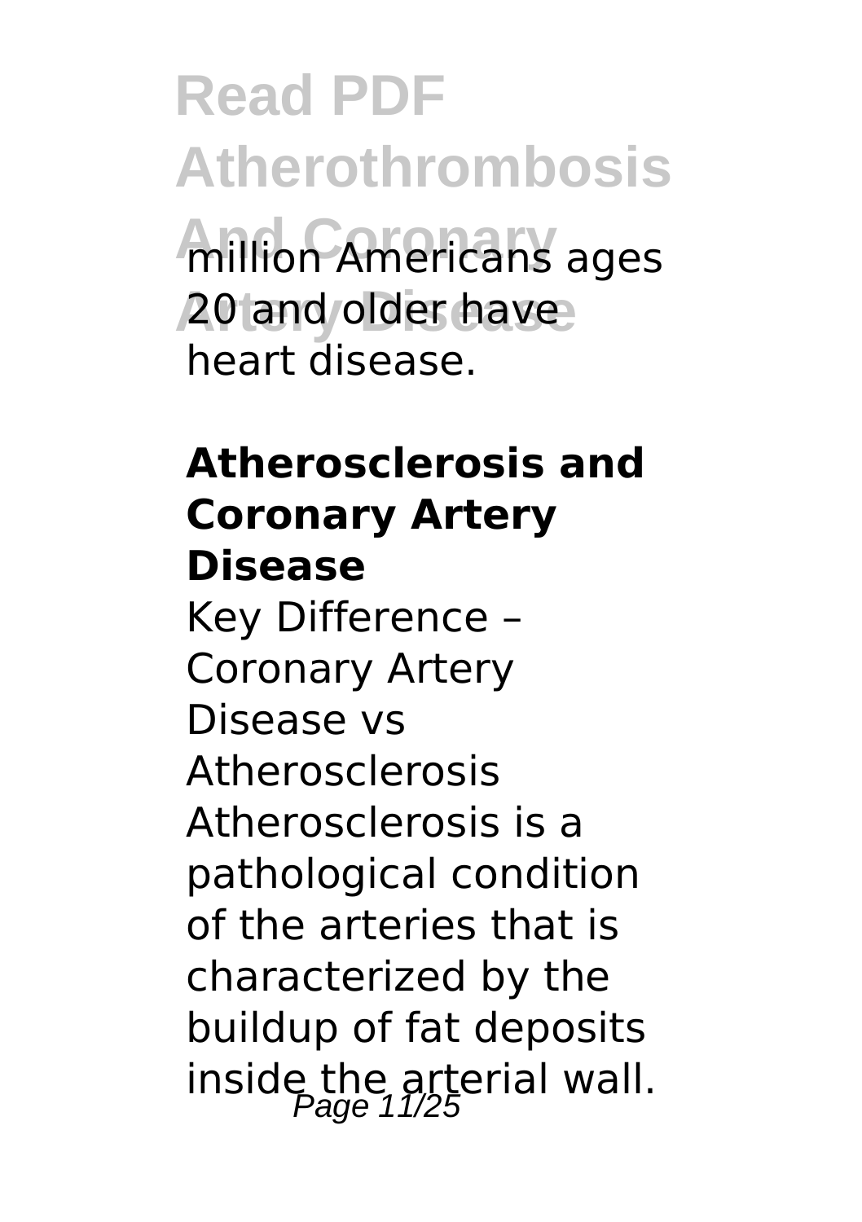million Americans ages 20 and older have heart disease.

**Atherosclerosis and Coronary Artery Disease**

Key Difference – Coronary Artery Disease vs Atherosclerosis Atherosclerosis is a pathological condition of the arteries that is characterized by the buildup of fat deposits inside the arterial wall.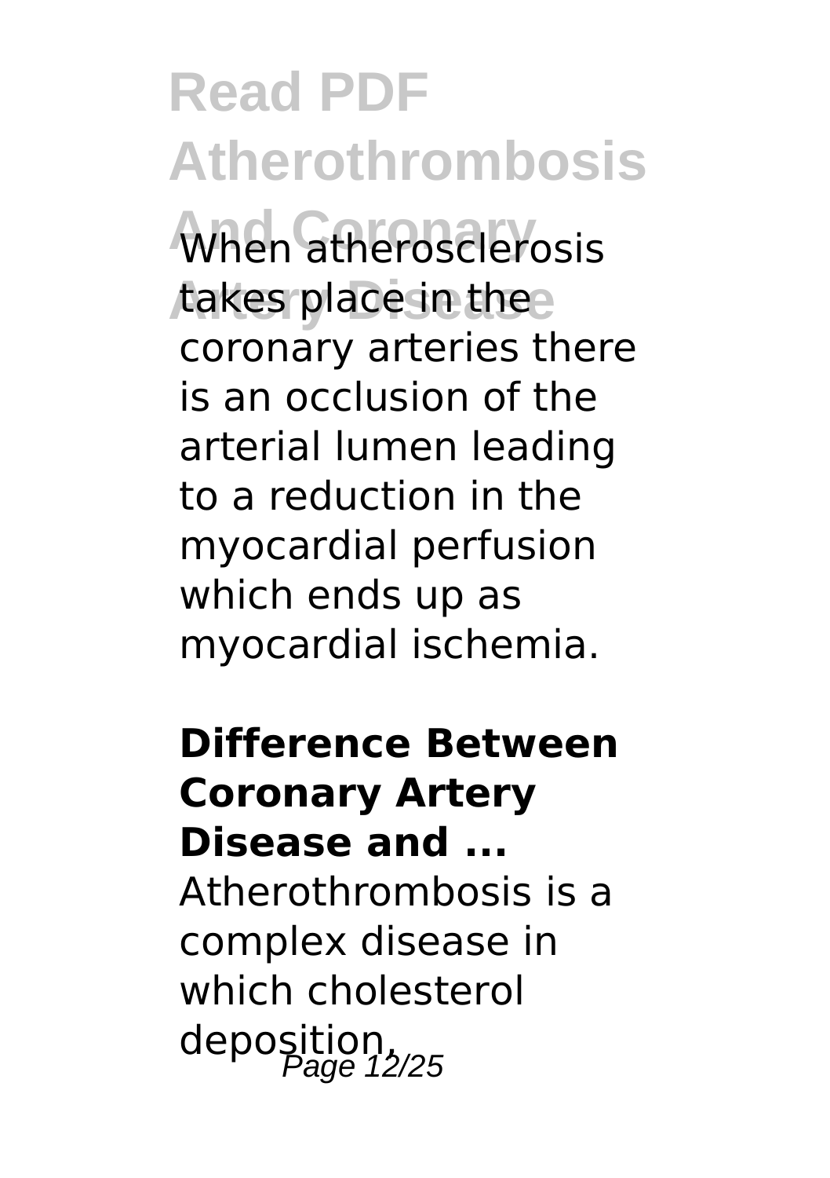When atherosclerosis takes place in the coronary arteries there is an occlusion of the arterial lumen leading to a reduction in the myocardial perfusion which ends up as myocardial ischemia.

**Difference Between Coronary Artery Disease and ...**

Atherothrombosis is a complex disease in which cholesterol deposition,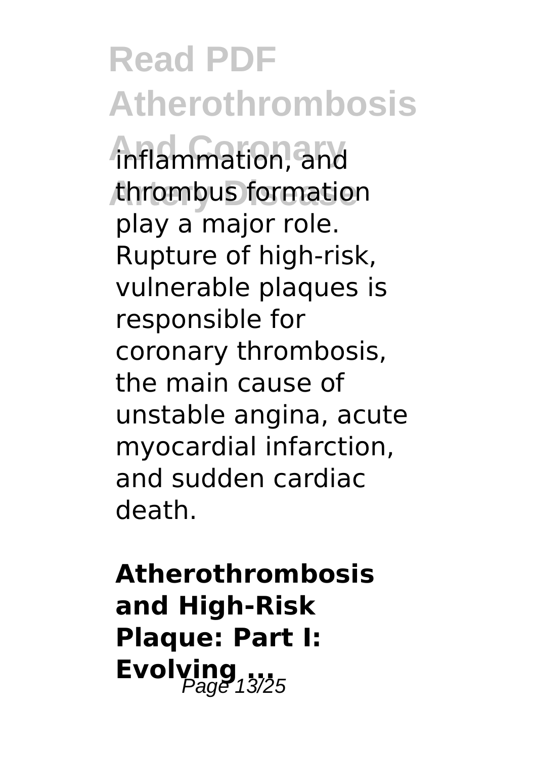inflammation, and thrombus formation play a major role. Rupture of high-risk, vulnerable plaques is responsible for coronary thrombosis, the main cause of unstable angina, acute myocardial infarction, and sudden cardiac death.

**Atherothrombosis and High-Risk Plaque: Part I: Evolving ...**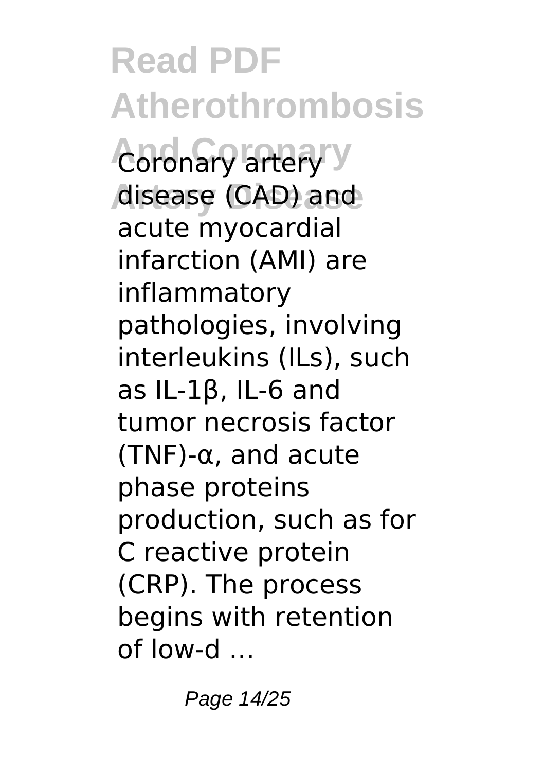Coronary artery disease (CAD) and acute myocardial infarction (AMI) are inflammatory pathologies, involving interleukins (ILs), such as IL-1β, IL-6 and tumor necrosis factor (TNF)-α, and acute phase proteins production, such as for C reactive protein (CRP). The process begins with retention of low-d ...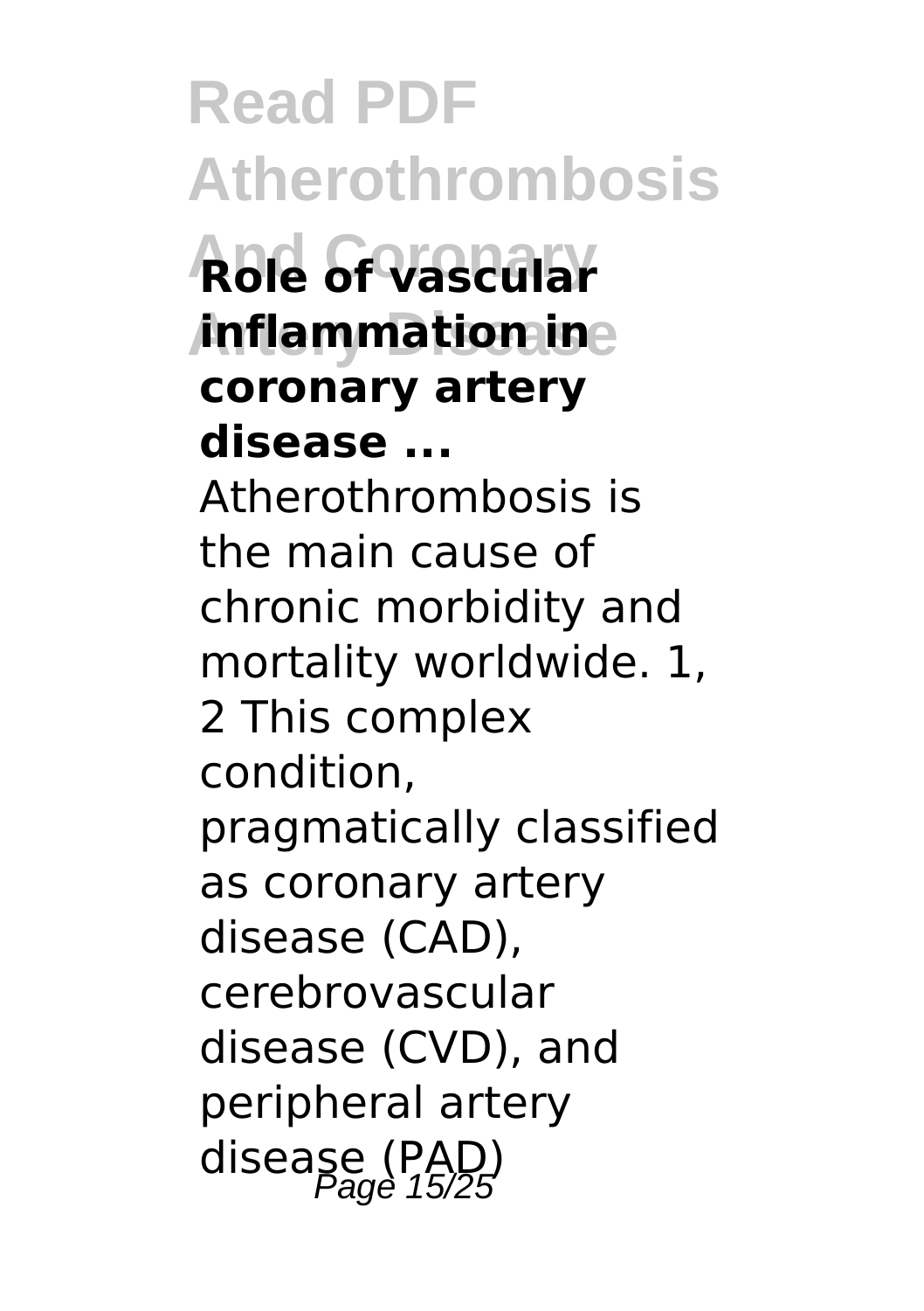**Role of vascular inflammation in coronary artery disease ...**

Atherothrombosis is the main cause of chronic morbidity and mortality worldwide. 1, 2 This complex condition, pragmatically classified as coronary artery disease (CAD), cerebrovascular disease (CVD), and peripheral artery disease (PAD)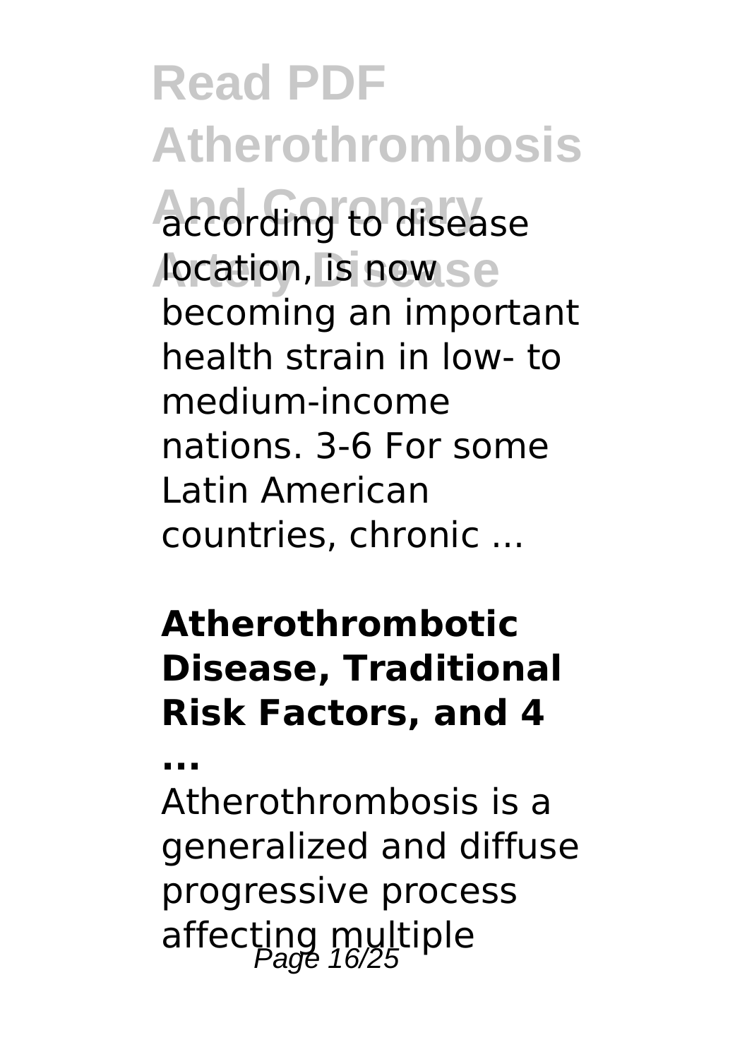according to disease location, is now becoming an important health strain in low- to medium-income nations. 3-6 For some Latin American countries, chronic ...

**Atherothrombotic Disease, Traditional Risk Factors, and 4 ...**

Atherothrombosis is a generalized and diffuse progressive process affecting multiple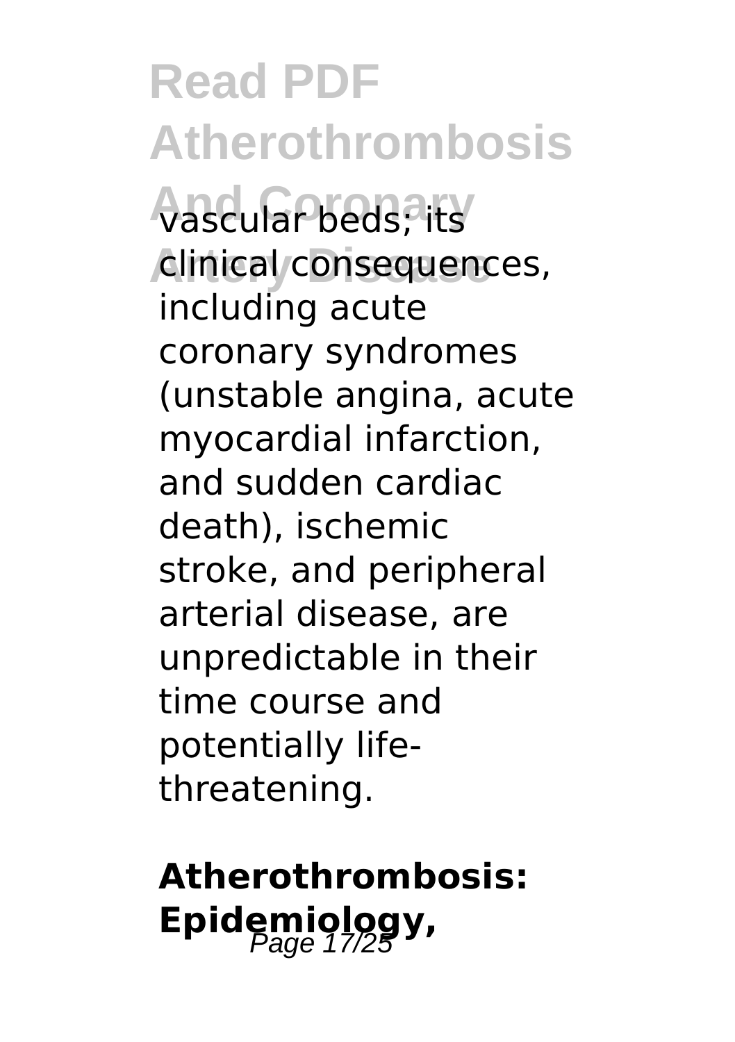vascular beds; its clinical consequences, including acute coronary syndromes (unstable angina, acute myocardial infarction, and sudden cardiac death), ischemic stroke, and peripheral arterial disease, are unpredictable in their time course and potentially life-threatening.

## Atherothrombosis: Epidemiology,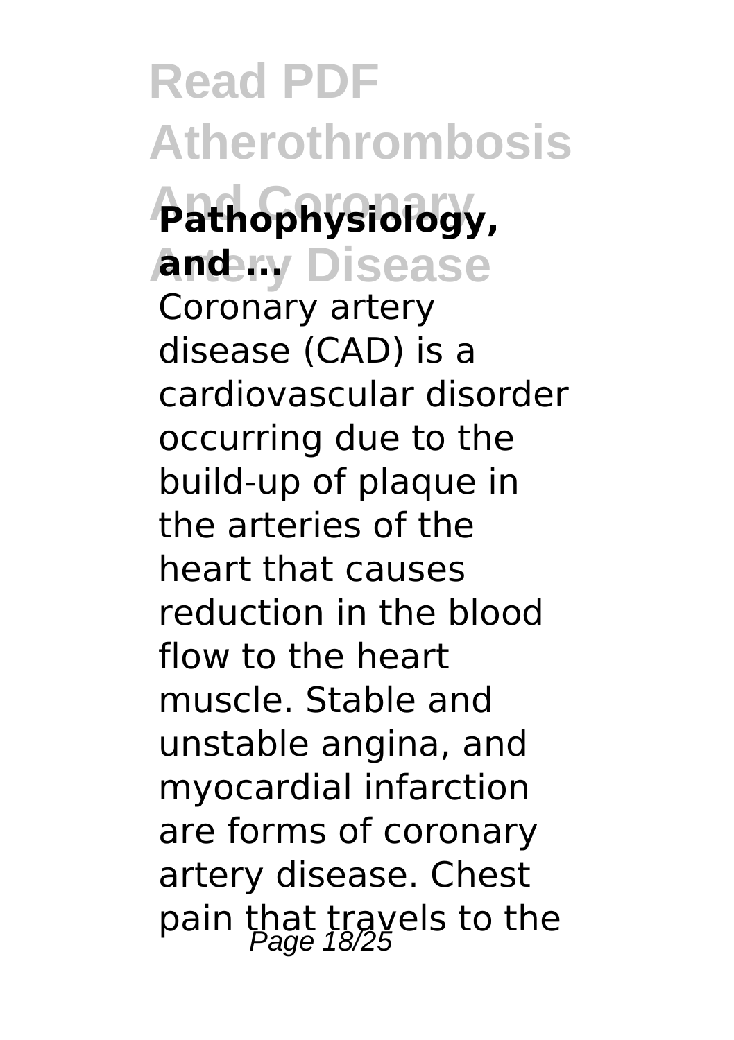**Pathophysiology, and ...**

Coronary artery disease (CAD) is a cardiovascular disorder occurring due to the build-up of plaque in the arteries of the heart that causes reduction in the blood flow to the heart muscle. Stable and unstable angina, and myocardial infarction are forms of coronary artery disease. Chest pain that travels to the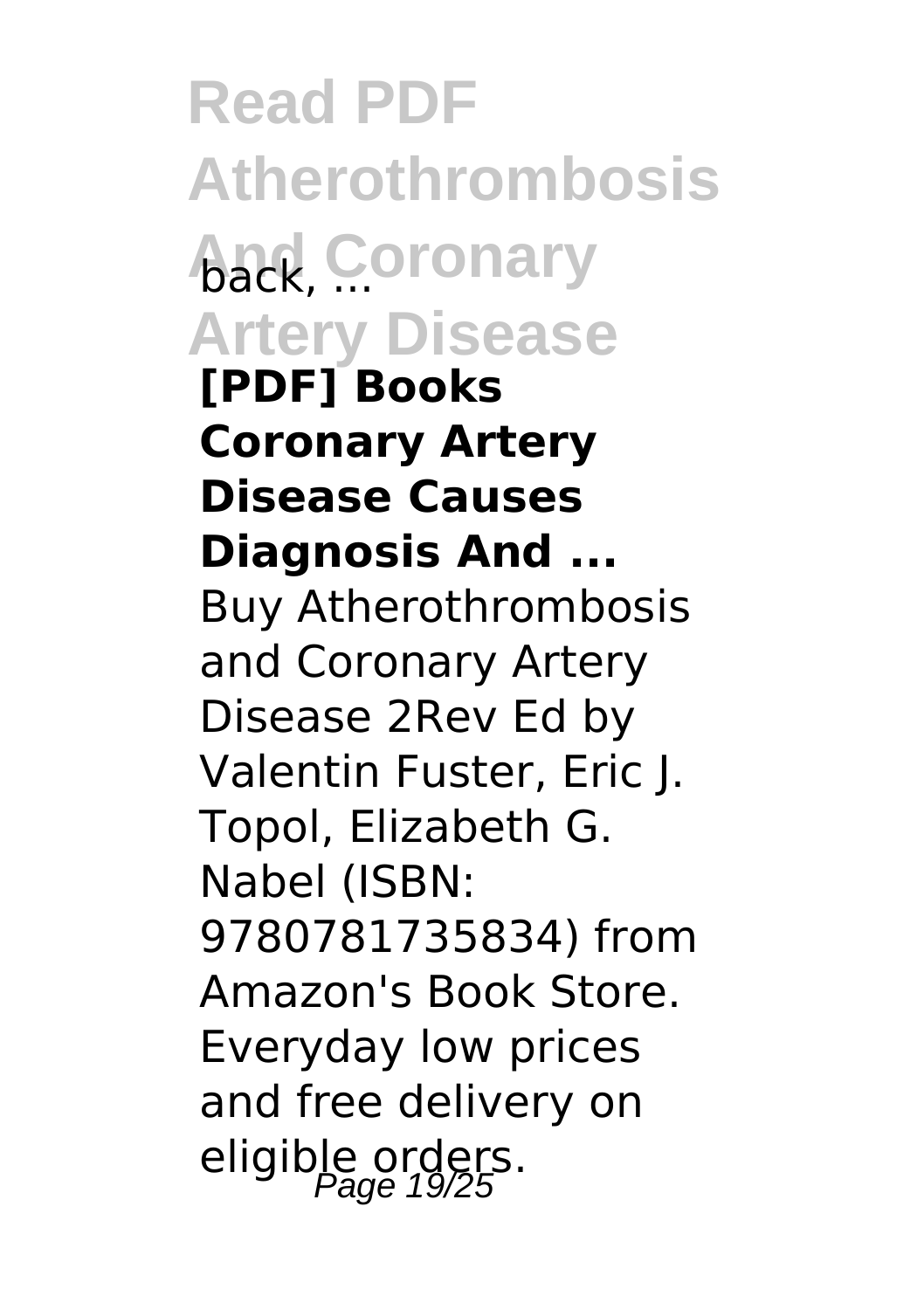back, ...

**[PDF] Books Coronary Artery Disease Causes Diagnosis And ...**

Buy Atherothrombosis and Coronary Artery Disease 2Rev Ed by Valentin Fuster, Eric J. Topol, Elizabeth G. Nabel (ISBN: 9780781735834) from Amazon's Book Store. Everyday low prices and free delivery on eligible orders.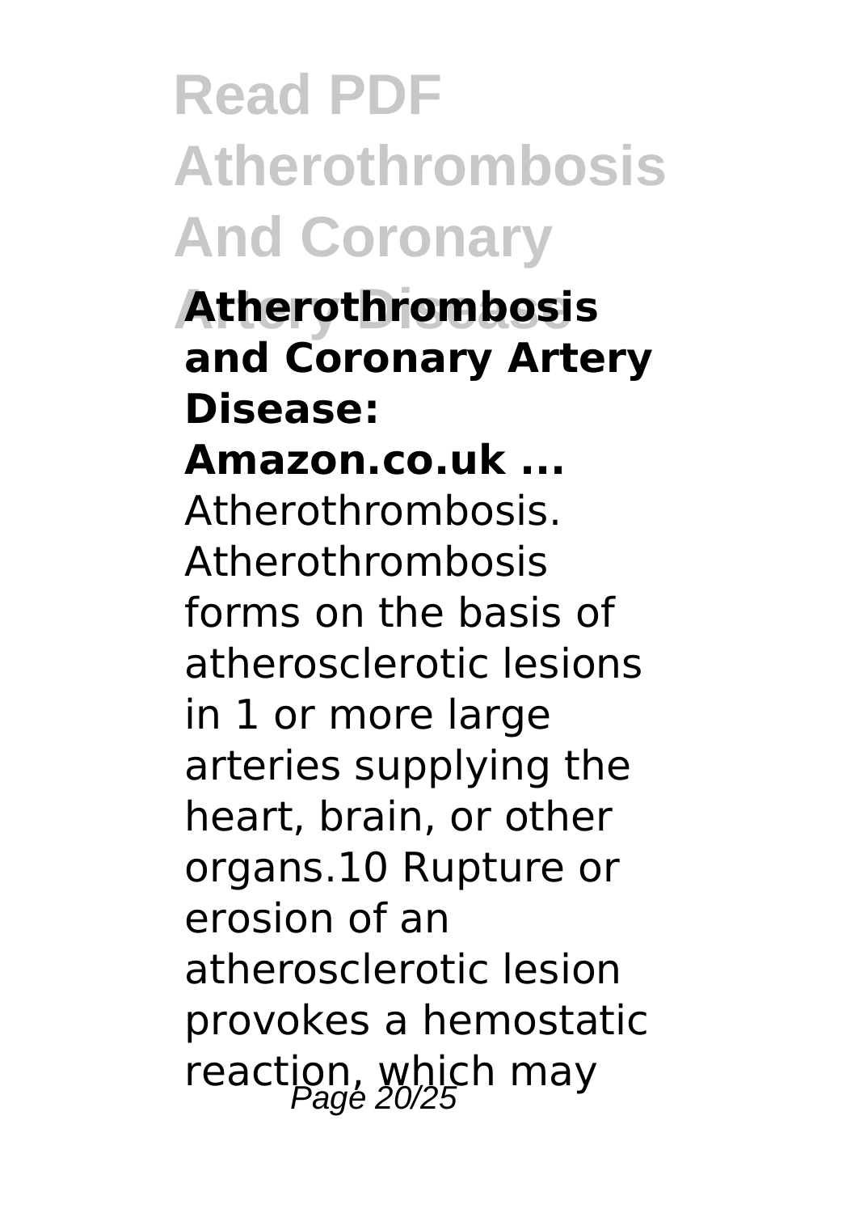**Atherothrombosis and Coronary Artery Disease: Amazon.co.uk ...**

Atherothrombosis. Atherothrombosis forms on the basis of atherosclerotic lesions in 1 or more large arteries supplying the heart, brain, or other organs.10 Rupture or erosion of an atherosclerotic lesion provokes a hemostatic reaction, which may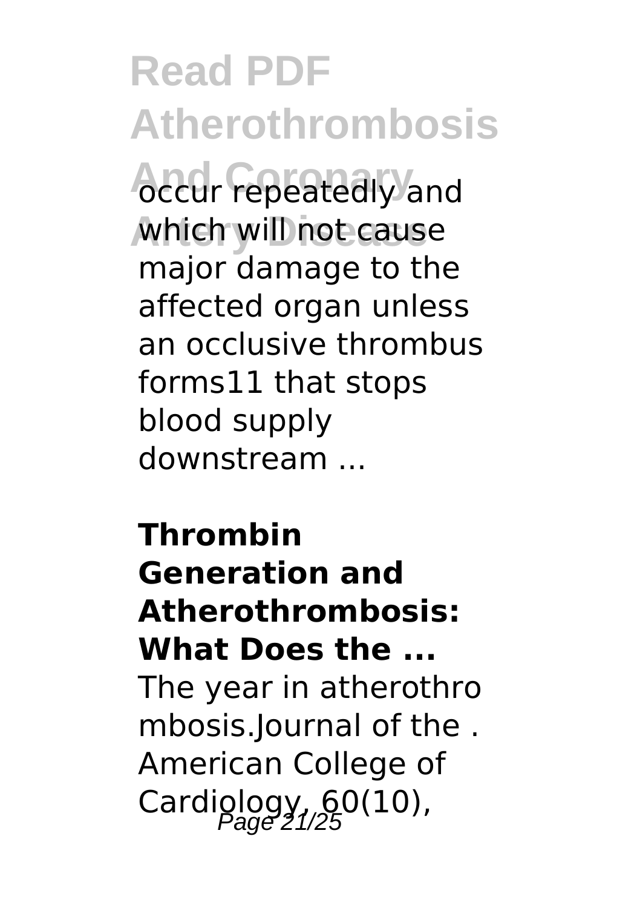occur repeatedly and which will not cause major damage to the affected organ unless an occlusive thrombus forms11 that stops blood supply downstream ...

**Thrombin Generation and Atherothrombosis: What Does the ...**

The year in atherothro mbosis.Journal of the . American College of Cardiology, 60(10),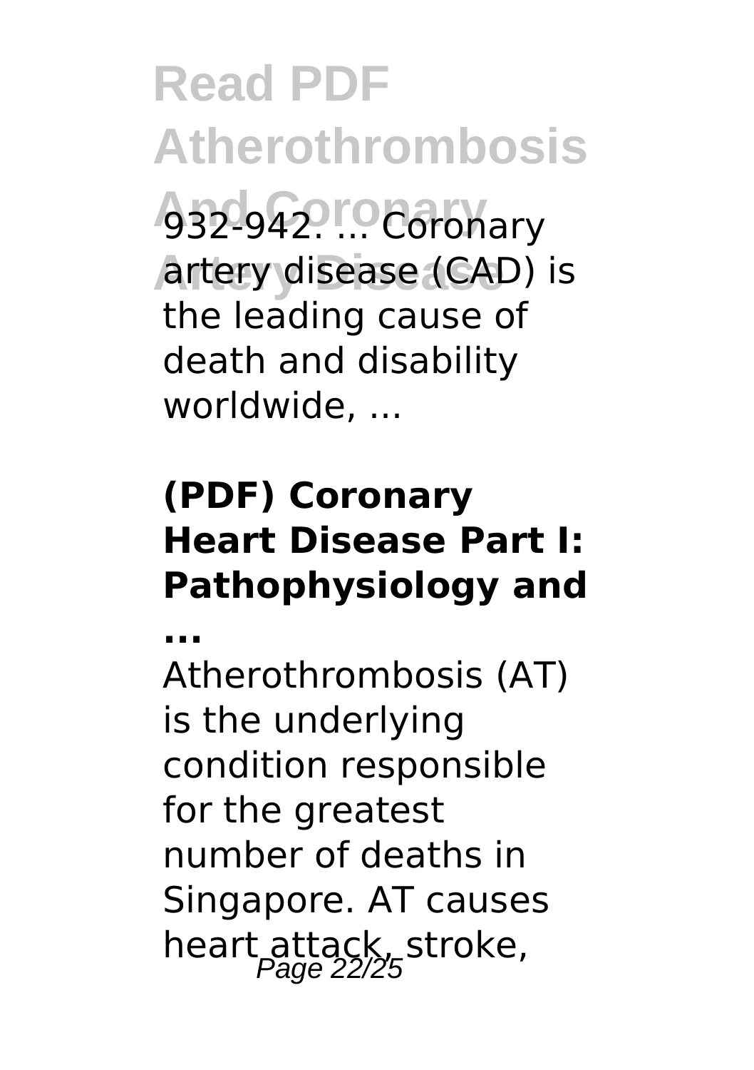932-942. ... Coronary artery disease (CAD) is the leading cause of death and disability worldwide, ...

### (PDF) Coronary Heart Disease Part I: Pathophysiology and ...

Atherothrombosis (AT) is the underlying condition responsible for the greatest number of deaths in Singapore. AT causes heart attack, stroke,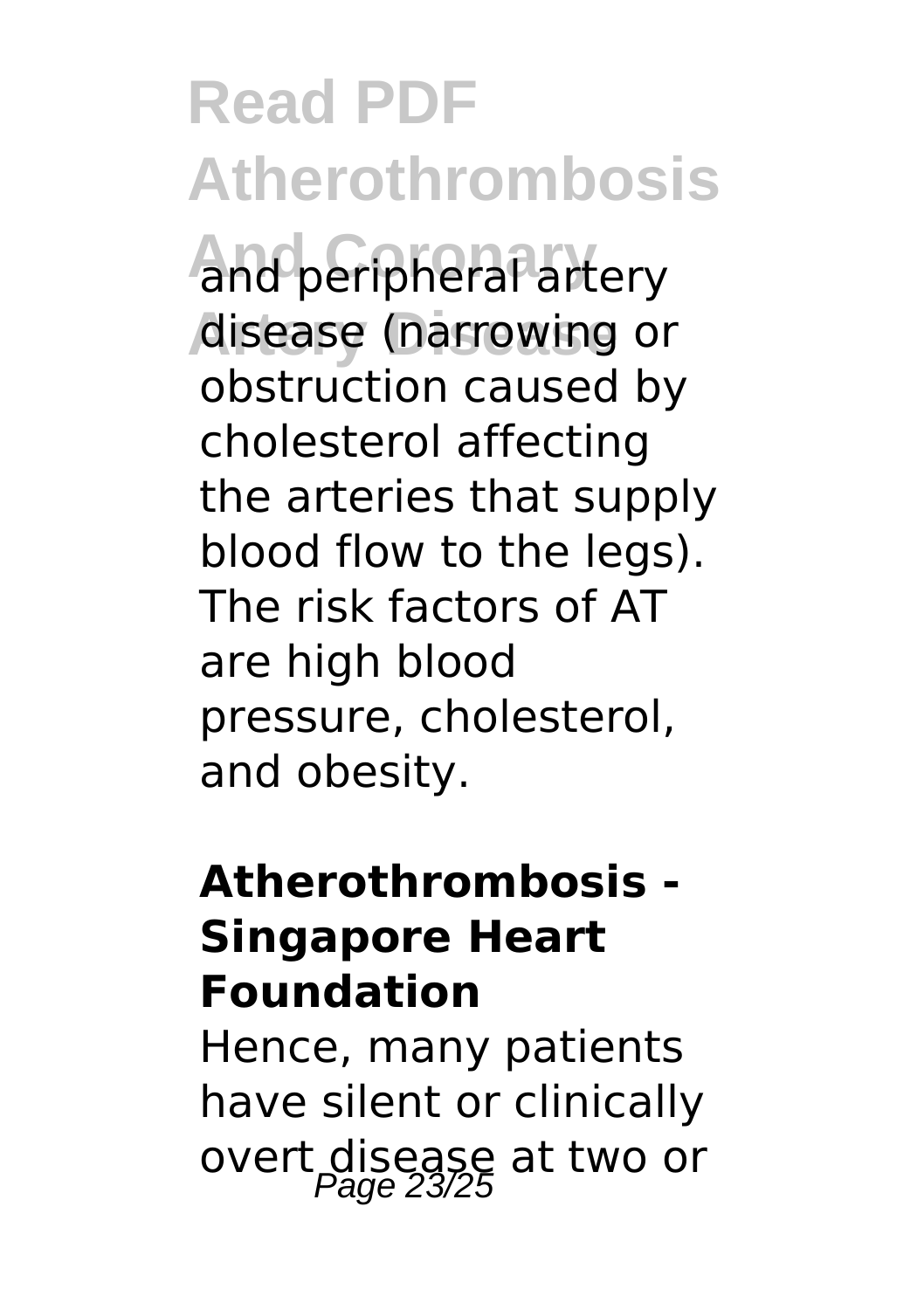and peripheral artery disease (narrowing or obstruction caused by cholesterol affecting the arteries that supply blood flow to the legs). The risk factors of AT are high blood pressure, cholesterol, and obesity.

**Atherothrombosis - Singapore Heart Foundation**

Hence, many patients have silent or clinically overt disease at two or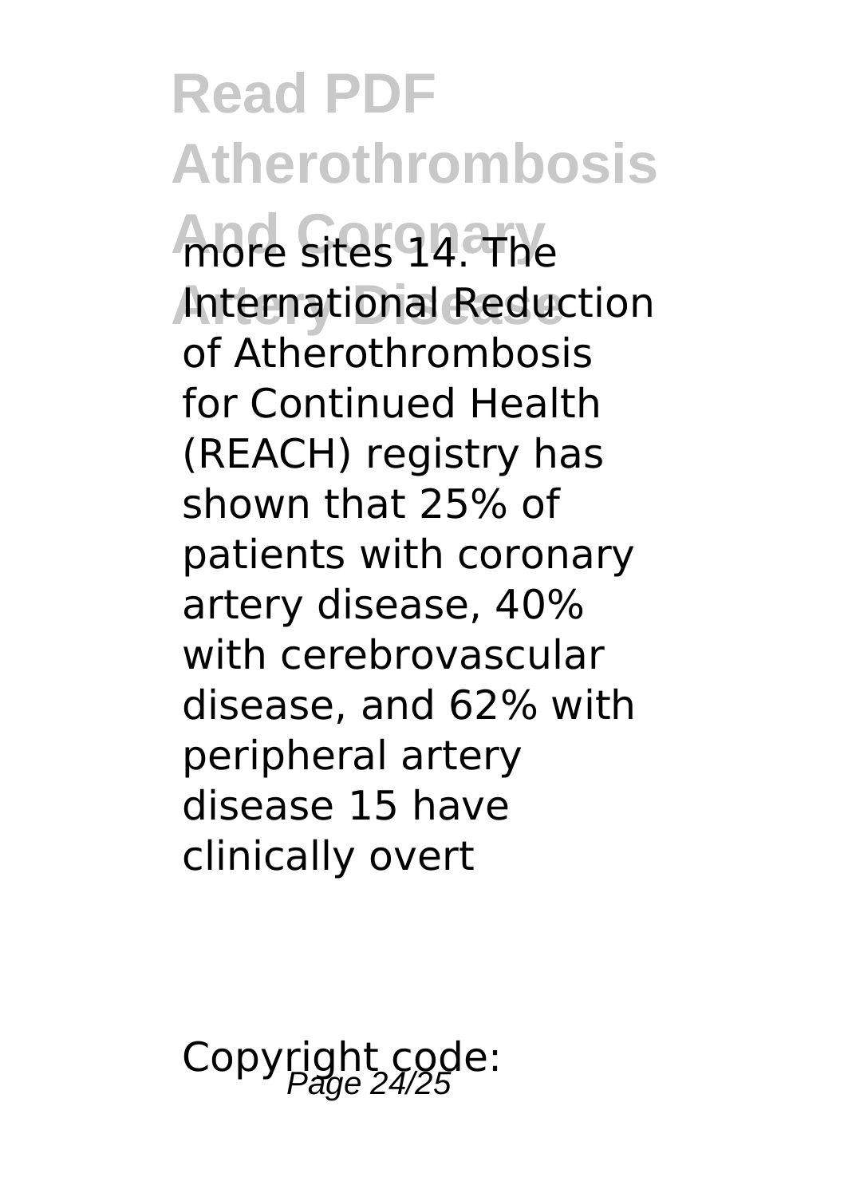more sites 14. The International Reduction of Atherothrombosis for Continued Health (REACH) registry has shown that 25% of patients with coronary artery disease, 40% with cerebrovascular disease, and 62% with peripheral artery disease 15 have clinically overt

Copyright code: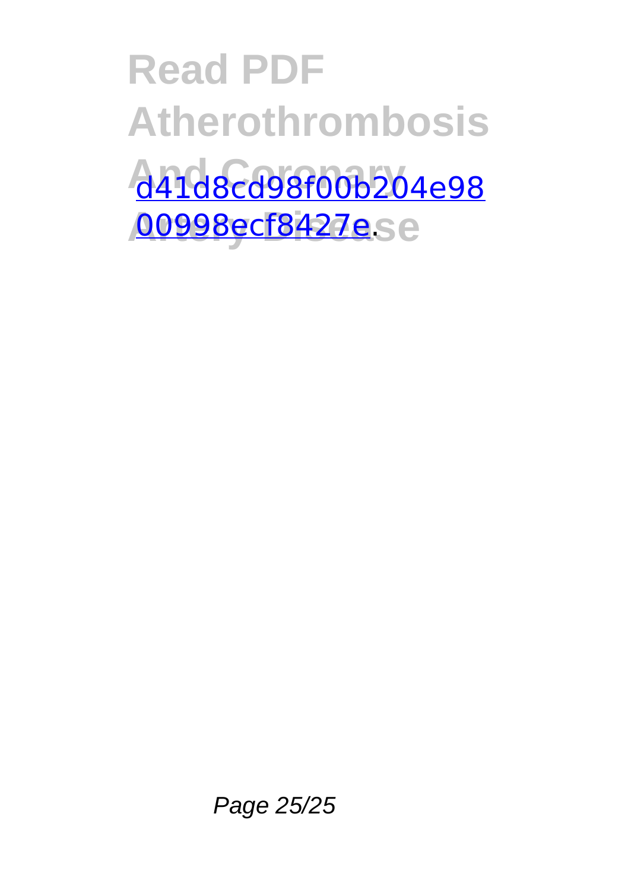d41d8cd98f00b204e9800998ecf8427e.